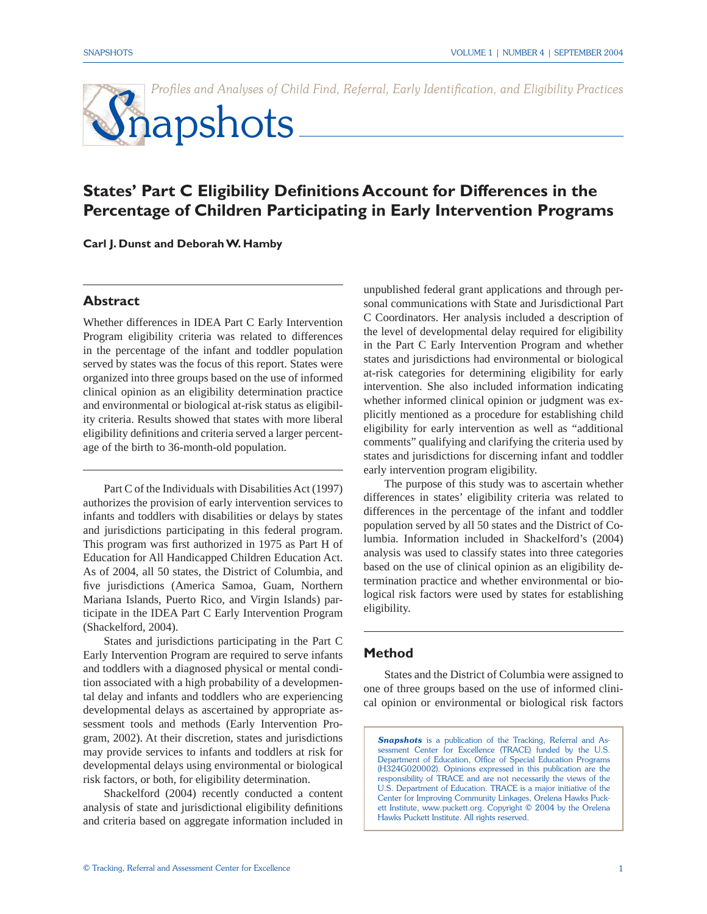# Snapshots

*Profiles and Analyses of Child Find, Referral, Early Identification, and Eligibility Practices*

## States' Part C Eligibility Definitions Account for Differences in the Percentage of Children Participating in Early Intervention Programs

**Carl J. Dunst and Deborah W. Hamby**

### Abstract

Whether differences in IDEA Part C Early Intervention Program eligibility criteria was related to differences in the percentage of the infant and toddler population served by states was the focus of this report. States were organized into three groups based on the use of informed clinical opinion as an eligibility determination practice and environmental or biological at-risk status as eligibility criteria. Results showed that states with more liberal eligibility definitions and criteria served a larger percentage of the birth to 36-month-old population.

Part C of the Individuals with Disabilities Act (1997) authorizes the provision of early intervention services to infants and toddlers with disabilities or delays by states and jurisdictions participating in this federal program. This program was first authorized in 1975 as Part H of Education for All Handicapped Children Education Act. As of 2004, all 50 states, the District of Columbia, and five jurisdictions (America Samoa, Guam, Northern Mariana Islands, Puerto Rico, and Virgin Islands) participate in the IDEA Part C Early Intervention Program (Shackelford, 2004).

States and jurisdictions participating in the Part C Early Intervention Program are required to serve infants and toddlers with a diagnosed physical or mental condition associated with a high probability of a developmental delay and infants and toddlers who are experiencing developmental delays as ascertained by appropriate assessment tools and methods (Early Intervention Program, 2002). At their discretion, states and jurisdictions may provide services to infants and toddlers at risk for developmental delays using environmental or biological risk factors, or both, for eligibility determination.

Shackelford (2004) recently conducted a content analysis of state and jurisdictional eligibility definitions and criteria based on aggregate information included in unpublished federal grant applications and through personal communications with State and Jurisdictional Part C Coordinators. Her analysis included a description of the level of developmental delay required for eligibility in the Part C Early Intervention Program and whether states and jurisdictions had environmental or biological at-risk categories for determining eligibility for early intervention. She also included information indicating whether informed clinical opinion or judgment was explicitly mentioned as a procedure for establishing child eligibility for early intervention as well as "additional comments" qualifying and clarifying the criteria used by states and jurisdictions for discerning infant and toddler early intervention program eligibility.

The purpose of this study was to ascertain whether differences in states' eligibility criteria was related to differences in the percentage of the infant and toddler population served by all 50 states and the District of Columbia. Information included in Shackelford's (2004) analysis was used to classify states into three categories based on the use of clinical opinion as an eligibility determination practice and whether environmental or biological risk factors were used by states for establishing eligibility.

### Method

States and the District of Columbia were assigned to one of three groups based on the use of informed clinical opinion or environmental or biological risk factors

*Snapshots* is a publication of the Tracking, Referral and Assessment Center for Excellence (TRACE) funded by the U.S. Department of Education, Office of Special Education Programs (H324G020002). Opinions expressed in this publication are the responsibility of TRACE and are not necessarily the views of the U.S. Department of Education. TRACE is a major initiative of the Center for Improving Community Linkages, Orelena Hawks Puckett Institute, www.puckett.org. Copyright © 2004 by the Orelena Hawks Puckett Institute. All rights reserved.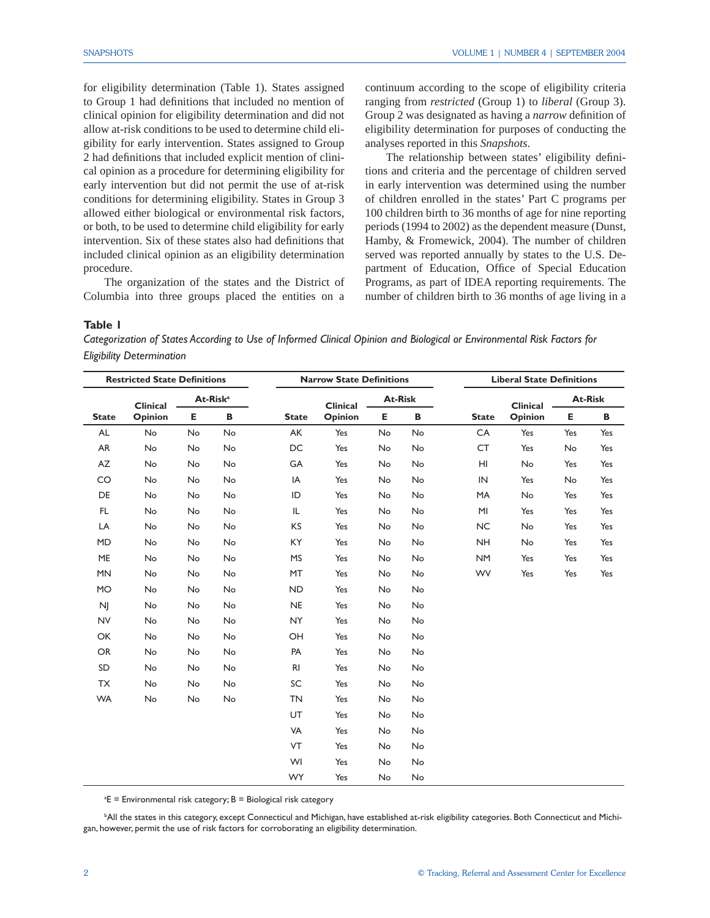for eligibility determination (Table 1). States assigned to Group 1 had definitions that included no mention of clinical opinion for eligibility determination and did not allow at-risk conditions to be used to determine child eligibility for early intervention. States assigned to Group 2 had definitions that included explicit mention of clinical opinion as a procedure for determining eligibility for early intervention but did not permit the use of at-risk conditions for determining eligibility. States in Group 3 allowed either biological or environmental risk factors, or both, to be used to determine child eligibility for early intervention. Six of these states also had definitions that included clinical opinion as an eligibility determination procedure.

The organization of the states and the District of Columbia into three groups placed the entities on a continuum according to the scope of eligibility criteria ranging from *restricted* (Group 1) to *liberal* (Group 3). Group 2 was designated as having a *narrow* definition of eligibility determination for purposes of conducting the analyses reported in this *Snapshots*.

The relationship between states' eligibility definitions and criteria and the percentage of children served in early intervention was determined using the number of children enrolled in the states' Part C programs per 100 children birth to 36 months of age for nine reporting periods (1994 to 2002) as the dependent measure (Dunst, Hamby, & Fromewick, 2004). The number of children served was reported annually by states to the U.S. Department of Education, Office of Special Education Programs, as part of IDEA reporting requirements. The number of children birth to 36 months of age living in a

**Table 1**

*Categorization of States According to Use of Informed Clinical Opinion and Biological or Environmental Risk Factors for Eligibility Determination*

| Restricted State Definitions | | | | Narrow State Definitions | | | | Liberal State Definitions | | | |
|---|---|---|---|---|---|---|---|---|---|---|---|
| | | At-Risk[a] | | | | At-Risk | | | | At-Risk | |
| State | Clinical Opinion | E | B | State | Clinical Opinion | E | B | State | Clinical Opinion | E | B |
| AL | No | No | No | AK | Yes | No | No | CA | Yes | Yes | Yes |
| AR | No | No | No | DC | Yes | No | No | CT | Yes | No | Yes |
| AZ | No | No | No | GA | Yes | No | No | HI | No | Yes | Yes |
| CO | No | No | No | IA | Yes | No | No | IN | Yes | No | Yes |
| DE | No | No | No | ID | Yes | No | No | MA | No | Yes | Yes |
| FL | No | No | No | IL | Yes | No | No | MI | Yes | Yes | Yes |
| LA | No | No | No | KS | Yes | No | No | NC | No | Yes | Yes |
| MD | No | No | No | KY | Yes | No | No | NH | No | Yes | Yes |
| ME | No | No | No | MS | Yes | No | No | NM | Yes | Yes | Yes |
| MN | No | No | No | MT | Yes | No | No | WV | Yes | Yes | Yes |
| MO | No | No | No | ND | Yes | No | No | | | | |
| NJ | No | No | No | NE | Yes | No | No | | | | |
| NV | No | No | No | NY | Yes | No | No | | | | |
| OK | No | No | No | OH | Yes | No | No | | | | |
| OR | No | No | No | PA | Yes | No | No | | | | |
| SD | No | No | No | RI | Yes | No | No | | | | |
| TX | No | No | No | SC | Yes | No | No | | | | |
| WA | No | No | No | TN | Yes | No | No | | | | |
| | | | | UT | Yes | No | No | | | | |
| | | | | VA | Yes | No | No | | | | |
| | | | | VT | Yes | No | No | | | | |
| | | | | WI | Yes | No | No | | | | |
| | | | | WY | Yes | No | No | | | | |

[a]E = Environmental risk category; B = Biological risk category

[b]All the states in this category, except Connecticut and Michigan, have established at-risk eligibility categories. Both Connecticut and Michigan, however, permit the use of risk factors for corroborating an eligibility determination.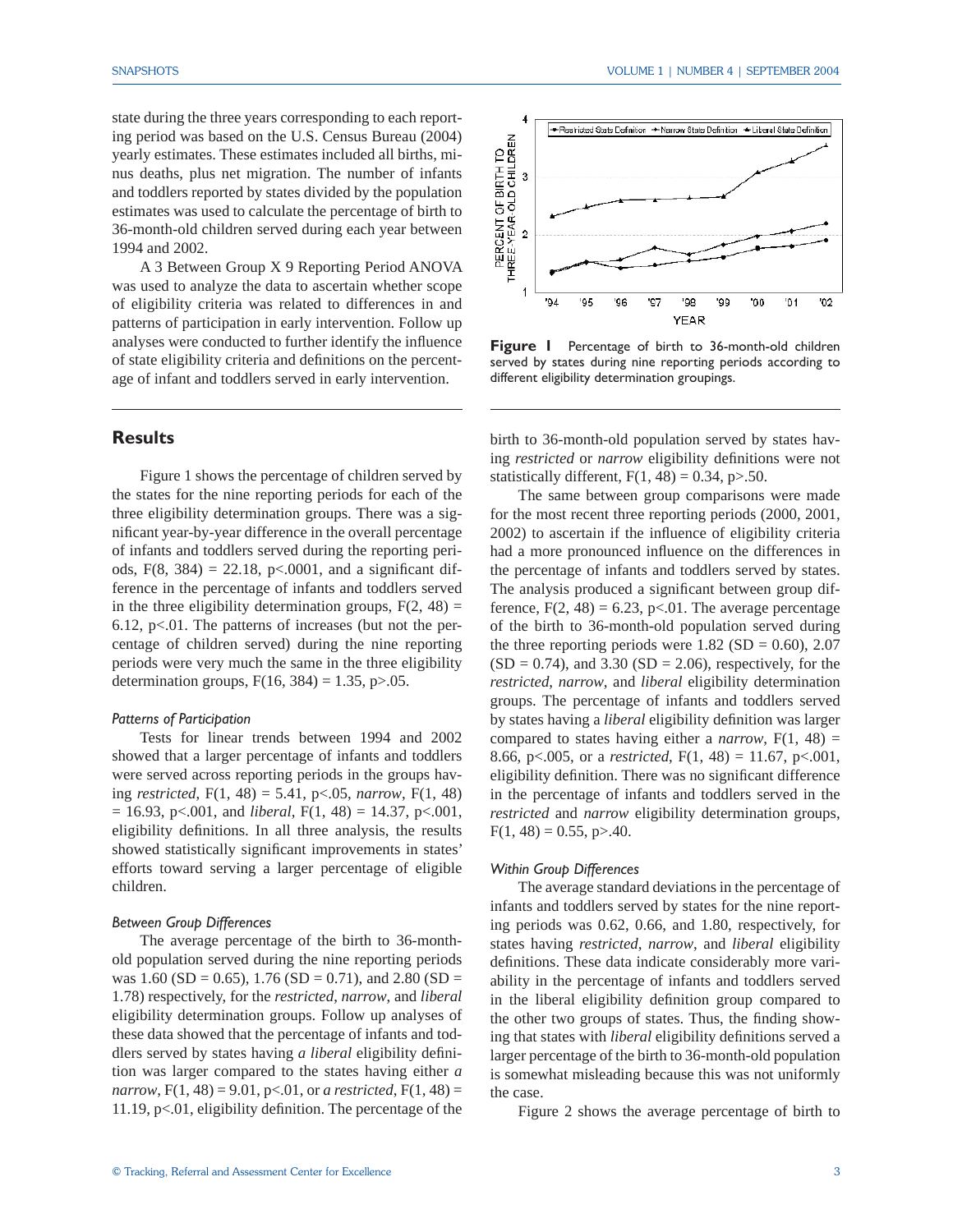state during the three years corresponding to each reporting period was based on the U.S. Census Bureau (2004) yearly estimates. These estimates included all births, minus deaths, plus net migration. The number of infants and toddlers reported by states divided by the population estimates was used to calculate the percentage of birth to 36-month-old children served during each year between 1994 and 2002.

A 3 Between Group X 9 Reporting Period ANOVA was used to analyze the data to ascertain whether scope of eligibility criteria was related to differences in and patterns of participation in early intervention. Follow up analyses were conducted to further identify the influence of state eligibility criteria and definitions on the percentage of infant and toddlers served in early intervention.

**Figure 1** Percentage of birth to 36-month-old children served by states during nine reporting periods according to different eligibility determination groupings.

## Results

Figure 1 shows the percentage of children served by the states for the nine reporting periods for each of the three eligibility determination groups. There was a significant year-by-year difference in the overall percentage of infants and toddlers served during the reporting periods, $F(8, 384) = 22.18$, $p<.0001$, and a significant difference in the percentage of infants and toddlers served in the three eligibility determination groups, $F(2, 48) = 6.12$, $p<.01$. The patterns of increases (but not the percentage of children served) during the nine reporting periods were very much the same in the three eligibility determination groups, $F(16, 384) = 1.35$, $p>.05$.

### *Patterns of Participation*

Tests for linear trends between 1994 and 2002 showed that a larger percentage of infants and toddlers were served across reporting periods in the groups having *restricted*, $F(1, 48) = 5.41$, $p<.05$, *narrow*, $F(1, 48) = 16.93$, $p<.001$, and *liberal*, $F(1, 48) = 14.37$, $p<.001$, eligibility definitions. In all three analysis, the results showed statistically significant improvements in states' efforts toward serving a larger percentage of eligible children.

### *Between Group Differences*

The average percentage of the birth to 36-month-old population served during the nine reporting periods was 1.60 (SD = 0.65), 1.76 (SD = 0.71), and 2.80 (SD = 1.78) respectively, for the *restricted*, *narrow*, and *liberal* eligibility determination groups. Follow up analyses of these data showed that the percentage of infants and toddlers served by states having *a liberal* eligibility definition was larger compared to the states having either *a narrow*, $F(1, 48) = 9.01$, $p<.01$, or *a restricted*, $F(1, 48) = 11.19$, $p<.01$, eligibility definition. The percentage of the birth to 36-month-old population served by states having *restricted* or *narrow* eligibility definitions were not statistically different, $F(1, 48) = 0.34$, $p>.50$.

The same between group comparisons were made for the most recent three reporting periods (2000, 2001, 2002) to ascertain if the influence of eligibility criteria had a more pronounced influence on the differences in the percentage of infants and toddlers served by states. The analysis produced a significant between group difference, $F(2, 48) = 6.23$, $p<.01$. The average percentage of the birth to 36-month-old population served during the three reporting periods were 1.82 (SD = 0.60), 2.07 (SD = 0.74), and 3.30 (SD = 2.06), respectively, for the *restricted*, *narrow*, and *liberal* eligibility determination groups. The percentage of infants and toddlers served by states having a *liberal* eligibility definition was larger compared to states having either a *narrow*, $F(1, 48) = 8.66$, $p<.005$, or a *restricted*, $F(1, 48) = 11.67$, $p<.001$, eligibility definition. There was no significant difference in the percentage of infants and toddlers served in the *restricted* and *narrow* eligibility determination groups, $F(1, 48) = 0.55$, $p>.40$.

### *Within Group Differences*

The average standard deviations in the percentage of infants and toddlers served by states for the nine reporting periods was 0.62, 0.66, and 1.80, respectively, for states having *restricted*, *narrow*, and *liberal* eligibility definitions. These data indicate considerably more variability in the percentage of infants and toddlers served in the liberal eligibility definition group compared to the other two groups of states. Thus, the finding showing that states with *liberal* eligibility definitions served a larger percentage of the birth to 36-month-old population is somewhat misleading because this was not uniformly the case.

Figure 2 shows the average percentage of birth to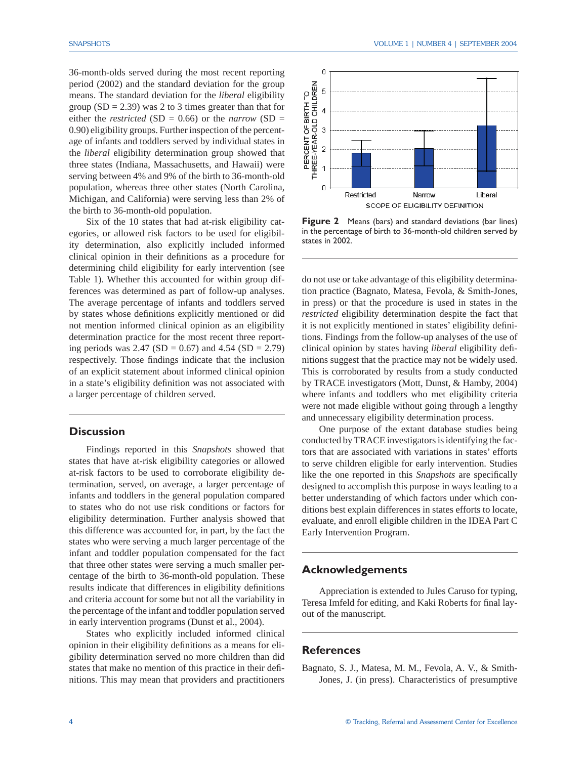36-month-olds served during the most recent reporting period (2002) and the standard deviation for the group means. The standard deviation for the *liberal* eligibility group (SD = 2.39) was 2 to 3 times greater than that for either the *restricted* (SD = 0.66) or the *narrow* (SD = 0.90) eligibility groups. Further inspection of the percentage of infants and toddlers served by individual states in the *liberal* eligibility determination group showed that three states (Indiana, Massachusetts, and Hawaii) were serving between 4% and 9% of the birth to 36-month-old population, whereas three other states (North Carolina, Michigan, and California) were serving less than 2% of the birth to 36-month-old population.

Six of the 10 states that had at-risk eligibility categories, or allowed risk factors to be used for eligibility determination, also explicitly included informed clinical opinion in their definitions as a procedure for determining child eligibility for early intervention (see Table 1). Whether this accounted for within group differences was determined as part of follow-up analyses. The average percentage of infants and toddlers served by states whose definitions explicitly mentioned or did not mention informed clinical opinion as an eligibility determination practice for the most recent three reporting periods was 2.47 (SD = 0.67) and 4.54 (SD = 2.79) respectively. Those findings indicate that the inclusion of an explicit statement about informed clinical opinion in a state's eligibility definition was not associated with a larger percentage of children served.

**Figure 2** Means (bars) and standard deviations (bar lines) in the percentage of birth to 36-month-old children served by states in 2002.

## Discussion

Findings reported in this *Snapshots* showed that states that have at-risk eligibility categories or allowed at-risk factors to be used to corroborate eligibility determination, served, on average, a larger percentage of infants and toddlers in the general population compared to states who do not use risk conditions or factors for eligibility determination. Further analysis showed that this difference was accounted for, in part, by the fact the states who were serving a much larger percentage of the infant and toddler population compensated for the fact that three other states were serving a much smaller percentage of the birth to 36-month-old population. These results indicate that differences in eligibility definitions and criteria account for some but not all the variability in the percentage of the infant and toddler population served in early intervention programs (Dunst et al., 2004).

States who explicitly included informed clinical opinion in their eligibility definitions as a means for eligibility determination served no more children than did states that make no mention of this practice in their definitions. This may mean that providers and practitioners do not use or take advantage of this eligibility determination practice (Bagnato, Matesa, Fevola, & Smith-Jones, in press) or that the procedure is used in states in the *restricted* eligibility determination despite the fact that it is not explicitly mentioned in states' eligibility definitions. Findings from the follow-up analyses of the use of clinical opinion by states having *liberal* eligibility definitions suggest that the practice may not be widely used. This is corroborated by results from a study conducted by TRACE investigators (Mott, Dunst, & Hamby, 2004) where infants and toddlers who met eligibility criteria were not made eligible without going through a lengthy and unnecessary eligibility determination process.

One purpose of the extant database studies being conducted by TRACE investigators is identifying the factors that are associated with variations in states' efforts to serve children eligible for early intervention. Studies like the one reported in this *Snapshots* are specifically designed to accomplish this purpose in ways leading to a better understanding of which factors under which conditions best explain differences in states efforts to locate, evaluate, and enroll eligible children in the IDEA Part C Early Intervention Program.

## Acknowledgements

Appreciation is extended to Jules Caruso for typing, Teresa Imfeld for editing, and Kaki Roberts for final layout of the manuscript.

## References

Bagnato, S. J., Matesa, M. M., Fevola, A. V., & Smith-Jones, J. (in press). Characteristics of presumptive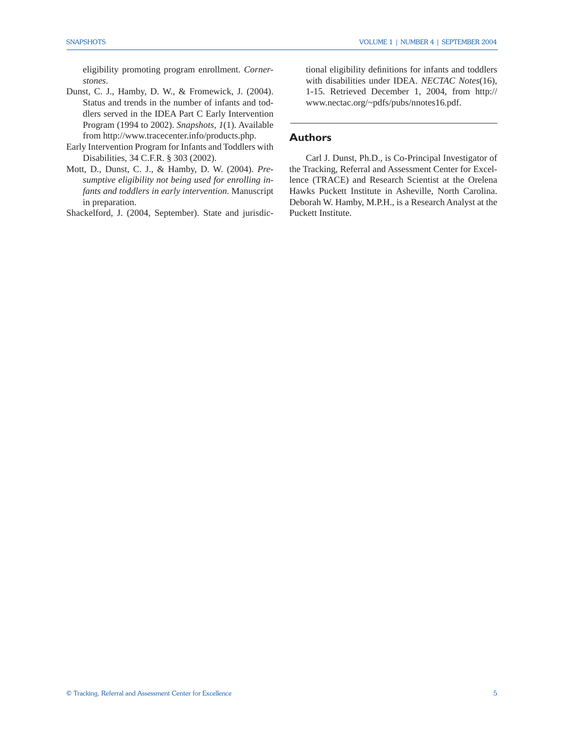eligibility promoting program enrollment. *Cornerstones*.

Dunst, C. J., Hamby, D. W., & Fromewick, J. (2004). Status and trends in the number of infants and toddlers served in the IDEA Part C Early Intervention Program (1994 to 2002). *Snapshots, 1*(1). Available from http://www.tracecenter.info/products.php.

Early Intervention Program for Infants and Toddlers with Disabilities, 34 C.F.R. § 303 (2002).

Mott, D., Dunst, C. J., & Hamby, D. W. (2004). *Presumptive eligibility not being used for enrolling infants and toddlers in early intervention.* Manuscript in preparation.

Shackelford, J. (2004, September). State and jurisdictional eligibility definitions for infants and toddlers with disabilities under IDEA. *NECTAC Notes*(16), 1-15. Retrieved December 1, 2004, from http://www.nectac.org/~pdfs/pubs/nnotes16.pdf.

## Authors

Carl J. Dunst, Ph.D., is Co-Principal Investigator of the Tracking, Referral and Assessment Center for Excellence (TRACE) and Research Scientist at the Orelena Hawks Puckett Institute in Asheville, North Carolina. Deborah W. Hamby, M.P.H., is a Research Analyst at the Puckett Institute.